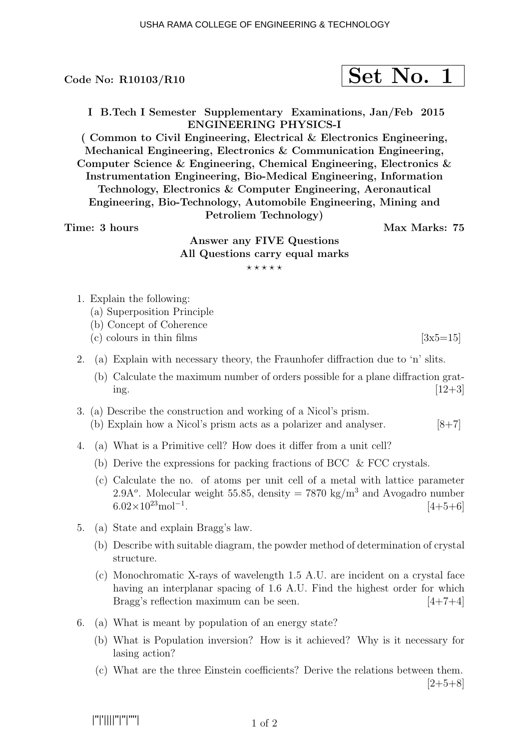Code No: R10103/R10

**Set No. 1**

**I B.Tech I Semester Supplementary Examinations, Jan/Feb 2015**
**ENGINEERING PHYSICS-I**
**( Common to Civil Engineering, Electrical & Electronics Engineering, Mechanical Engineering, Electronics & Communication Engineering, Computer Science & Engineering, Chemical Engineering, Electronics & Instrumentation Engineering, Bio-Medical Engineering, Information Technology, Electronics & Computer Engineering, Aeronautical Engineering, Bio-Technology, Automobile Engineering, Mining and Petroliem Technology)**

**Time: 3 hours** **Max Marks: 75**

**Answer any FIVE Questions**
**All Questions carry equal marks**
⋆⋆⋆⋆⋆

1. Explain the following:
   (a) Superposition Principle
   (b) Concept of Coherence
   (c) colours in thin films [3x5=15]

2. (a) Explain with necessary theory, the Fraunhofer diffraction due to 'n' slits.
   (b) Calculate the maximum number of orders possible for a plane diffraction grating. [12+3]

3. (a) Describe the construction and working of a Nicol's prism.
   (b) Explain how a Nicol's prism acts as a polarizer and analyser. [8+7]

4. (a) What is a Primitive cell? How does it differ from a unit cell?
   (b) Derive the expressions for packing fractions of BCC & FCC crystals.
   (c) Calculate the no. of atoms per unit cell of a metal with lattice parameter $2.9A^o$. Molecular weight 55.85, density = 7870 $kg/m^3$ and Avogadro number $6.02\times10^{23}mol^{-1}$. [4+5+6]

5. (a) State and explain Bragg's law.
   (b) Describe with suitable diagram, the powder method of determination of crystal structure.
   (c) Monochromatic X-rays of wavelength 1.5 A.U. are incident on a crystal face having an interplanar spacing of 1.6 A.U. Find the highest order for which Bragg's reflection maximum can be seen. [4+7+4]

6. (a) What is meant by population of an energy state?
   (b) What is Population inversion? How is it achieved? Why is it necessary for lasing action?
   (c) What are the three Einstein coefficients? Derive the relations between them. [2+5+8]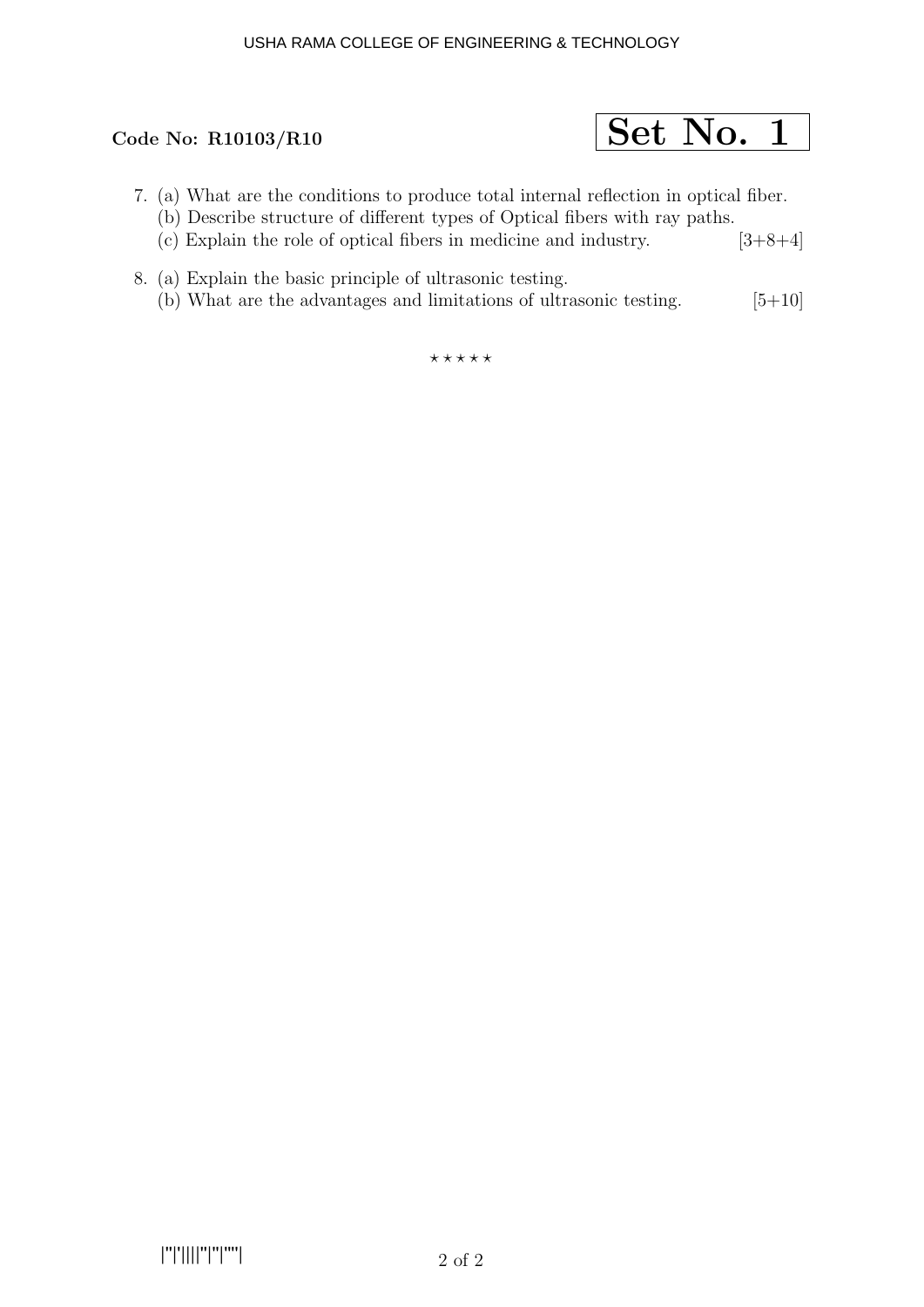**Code No: R10103/R10**

**Set No. 1**

7. (a) What are the conditions to produce total internal reflection in optical fiber.
   (b) Describe structure of different types of Optical fibers with ray paths.
   (c) Explain the role of optical fibers in medicine and industry. [3+8+4]

8. (a) Explain the basic principle of ultrasonic testing.
   (b) What are the advantages and limitations of ultrasonic testing. [5+10]

⋆ ⋆ ⋆ ⋆ ⋆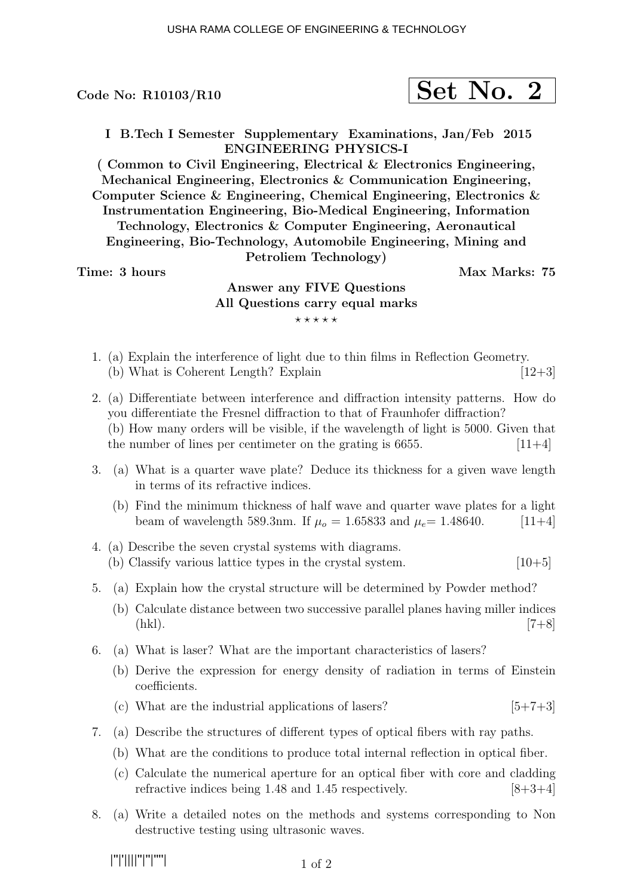Code No: R10103/R10

**Set No. 2**

**I B.Tech I Semester Supplementary Examinations, Jan/Feb 2015**
**ENGINEERING PHYSICS-I**
**( Common to Civil Engineering, Electrical & Electronics Engineering, Mechanical Engineering, Electronics & Communication Engineering, Computer Science & Engineering, Chemical Engineering, Electronics & Instrumentation Engineering, Bio-Medical Engineering, Information Technology, Electronics & Computer Engineering, Aeronautical Engineering, Bio-Technology, Automobile Engineering, Mining and Petroliem Technology)**

**Time: 3 hours** **Max Marks: 75**

**Answer any FIVE Questions**
**All Questions carry equal marks**

⋆ ⋆ ⋆ ⋆ ⋆

1. (a) Explain the interference of light due to thin films in Reflection Geometry.
   (b) What is Coherent Length? Explain [12+3]

2. (a) Differentiate between interference and diffraction intensity patterns. How do you differentiate the Fresnel diffraction to that of Fraunhofer diffraction?
   (b) How many orders will be visible, if the wavelength of light is 5000. Given that the number of lines per centimeter on the grating is 6655. [11+4]

3. (a) What is a quarter wave plate? Deduce its thickness for a given wave length in terms of its refractive indices.
   (b) Find the minimum thickness of half wave and quarter wave plates for a light beam of wavelength 589.3nm. If $\mu_o = 1.65833$ and $\mu_e = 1.48640$. [11+4]

4. (a) Describe the seven crystal systems with diagrams.
   (b) Classify various lattice types in the crystal system. [10+5]

5. (a) Explain how the crystal structure will be determined by Powder method?
   (b) Calculate distance between two successive parallel planes having miller indices (hkl). [7+8]

6. (a) What is laser? What are the important characteristics of lasers?
   (b) Derive the expression for energy density of radiation in terms of Einstein coefficients.
   (c) What are the industrial applications of lasers? [5+7+3]

7. (a) Describe the structures of different types of optical fibers with ray paths.
   (b) What are the conditions to produce total internal reflection in optical fiber.
   (c) Calculate the numerical aperture for an optical fiber with core and cladding refractive indices being 1.48 and 1.45 respectively. [8+3+4]

8. (a) Write a detailed notes on the methods and systems corresponding to Non destructive testing using ultrasonic waves.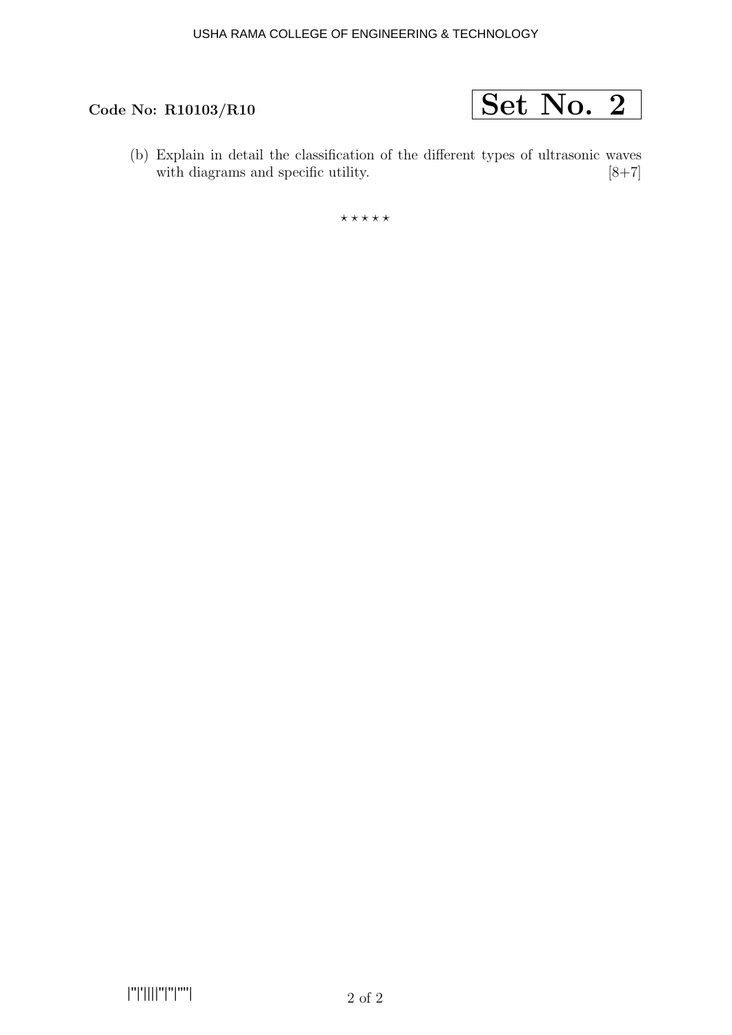**Code No: R10103/R10** **Set No. 2**

(b) Explain in detail the classification of the different types of ultrasonic waves with diagrams and specific utility. [8+7]

⋆ ⋆ ⋆ ⋆ ⋆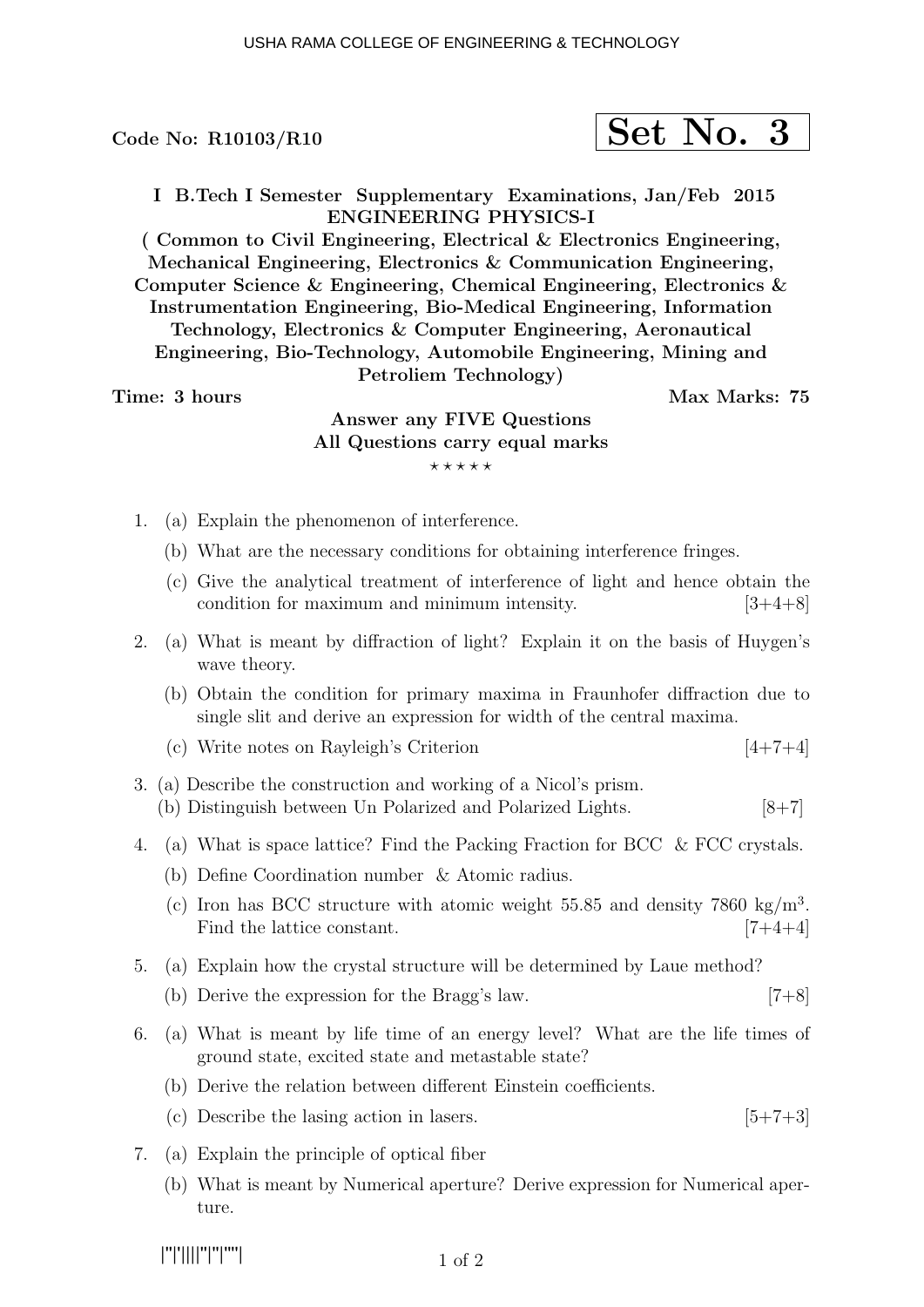Code No: R10103/R10

**Set No. 3**

**I B.Tech I Semester Supplementary Examinations, Jan/Feb 2015**
**ENGINEERING PHYSICS-I**
**( Common to Civil Engineering, Electrical & Electronics Engineering, Mechanical Engineering, Electronics & Communication Engineering, Computer Science & Engineering, Chemical Engineering, Electronics & Instrumentation Engineering, Bio-Medical Engineering, Information Technology, Electronics & Computer Engineering, Aeronautical Engineering, Bio-Technology, Automobile Engineering, Mining and Petroliem Technology)**

**Time: 3 hours** **Max Marks: 75**

**Answer any FIVE Questions**
**All Questions carry equal marks**
⋆ ⋆ ⋆ ⋆ ⋆

1. (a) Explain the phenomenon of interference.
   (b) What are the necessary conditions for obtaining interference fringes.
   (c) Give the analytical treatment of interference of light and hence obtain the condition for maximum and minimum intensity. [3+4+8]

2. (a) What is meant by diffraction of light? Explain it on the basis of Huygen's wave theory.
   (b) Obtain the condition for primary maxima in Fraunhofer diffraction due to single slit and derive an expression for width of the central maxima.
   (c) Write notes on Rayleigh's Criterion [4+7+4]

3. (a) Describe the construction and working of a Nicol's prism.
   (b) Distinguish between Un Polarized and Polarized Lights. [8+7]

4. (a) What is space lattice? Find the Packing Fraction for BCC & FCC crystals.
   (b) Define Coordination number & Atomic radius.
   (c) Iron has BCC structure with atomic weight 55.85 and density 7860 kg/m$^3$. Find the lattice constant. [7+4+4]

5. (a) Explain how the crystal structure will be determined by Laue method?
   (b) Derive the expression for the Bragg's law. [7+8]

6. (a) What is meant by life time of an energy level? What are the life times of ground state, excited state and metastable state?
   (b) Derive the relation between different Einstein coefficients.
   (c) Describe the lasing action in lasers. [5+7+3]

7. (a) Explain the principle of optical fiber
   (b) What is meant by Numerical aperture? Derive expression for Numerical aperture.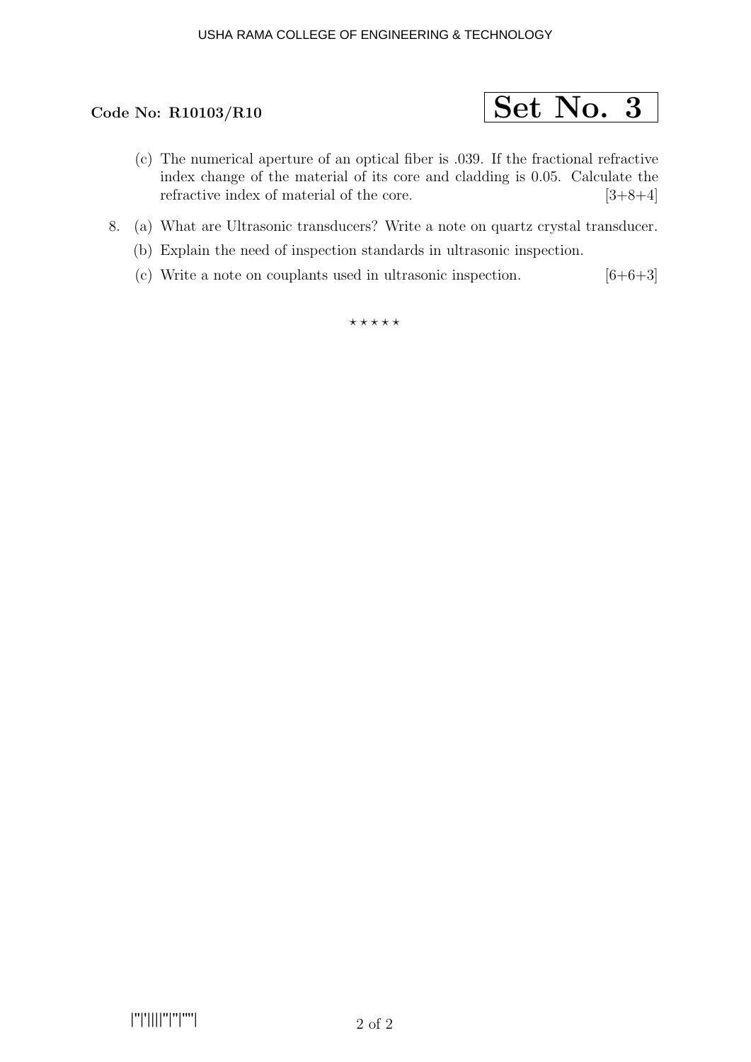**Code No: R10103/R10**

**Set No. 3**

(c) The numerical aperture of an optical fiber is .039. If the fractional refractive index change of the material of its core and cladding is 0.05. Calculate the refractive index of material of the core. [3+8+4]

8. (a) What are Ultrasonic transducers? Write a note on quartz crystal transducer.

   (b) Explain the need of inspection standards in ultrasonic inspection.

   (c) Write a note on couplants used in ultrasonic inspection. [6+6+3]

⋆ ⋆ ⋆ ⋆ ⋆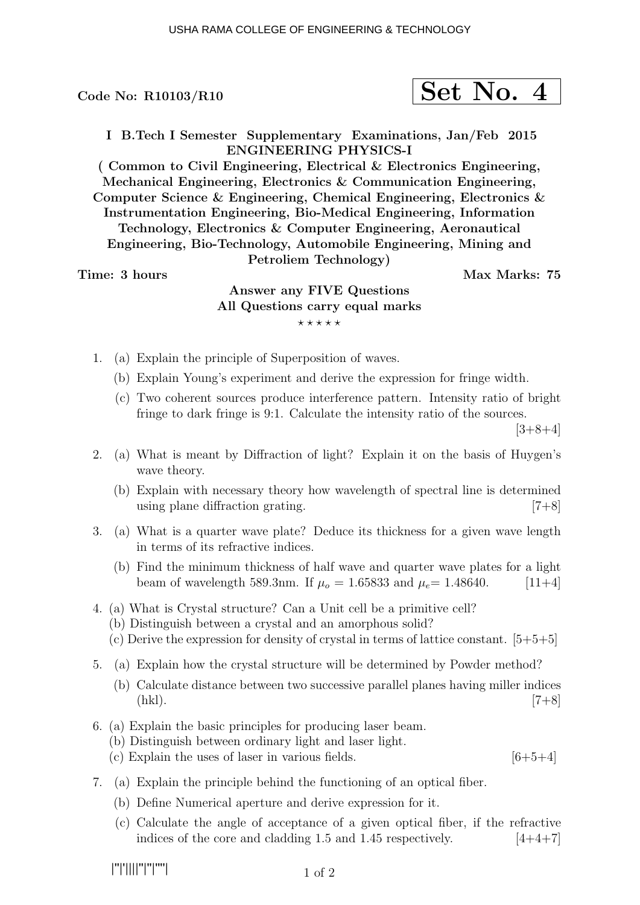USHA RAMA COLLEGE OF ENGINEERING & TECHNOLOGY

**Code No: R10103/R10** **Set No. 4**

**I B.Tech I Semester Supplementary Examinations, Jan/Feb 2015**
**ENGINEERING PHYSICS-I**
**( Common to Civil Engineering, Electrical & Electronics Engineering, Mechanical Engineering, Electronics & Communication Engineering, Computer Science & Engineering, Chemical Engineering, Electronics & Instrumentation Engineering, Bio-Medical Engineering, Information Technology, Electronics & Computer Engineering, Aeronautical Engineering, Bio-Technology, Automobile Engineering, Mining and Petroliem Technology)**

**Time: 3 hours** **Max Marks: 75**

**Answer any FIVE Questions**
**All Questions carry equal marks**
⋆ ⋆ ⋆ ⋆ ⋆

1. (a) Explain the principle of Superposition of waves.
   (b) Explain Young's experiment and derive the expression for fringe width.
   (c) Two coherent sources produce interference pattern. Intensity ratio of bright fringe to dark fringe is 9:1. Calculate the intensity ratio of the sources. [3+8+4]

2. (a) What is meant by Diffraction of light? Explain it on the basis of Huygen's wave theory.
   (b) Explain with necessary theory how wavelength of spectral line is determined using plane diffraction grating. [7+8]

3. (a) What is a quarter wave plate? Deduce its thickness for a given wave length in terms of its refractive indices.
   (b) Find the minimum thickness of half wave and quarter wave plates for a light beam of wavelength 589.3nm. If $\mu_o = 1.65833$ and $\mu_e = 1.48640$. [11+4]

4. (a) What is Crystal structure? Can a Unit cell be a primitive cell?
   (b) Distinguish between a crystal and an amorphous solid?
   (c) Derive the expression for density of crystal in terms of lattice constant. [5+5+5]

5. (a) Explain how the crystal structure will be determined by Powder method?
   (b) Calculate distance between two successive parallel planes having miller indices (hkl). [7+8]

6. (a) Explain the basic principles for producing laser beam.
   (b) Distinguish between ordinary light and laser light.
   (c) Explain the uses of laser in various fields. [6+5+4]

7. (a) Explain the principle behind the functioning of an optical fiber.
   (b) Define Numerical aperture and derive expression for it.
   (c) Calculate the angle of acceptance of a given optical fiber, if the refractive indices of the core and cladding 1.5 and 1.45 respectively. [4+4+7]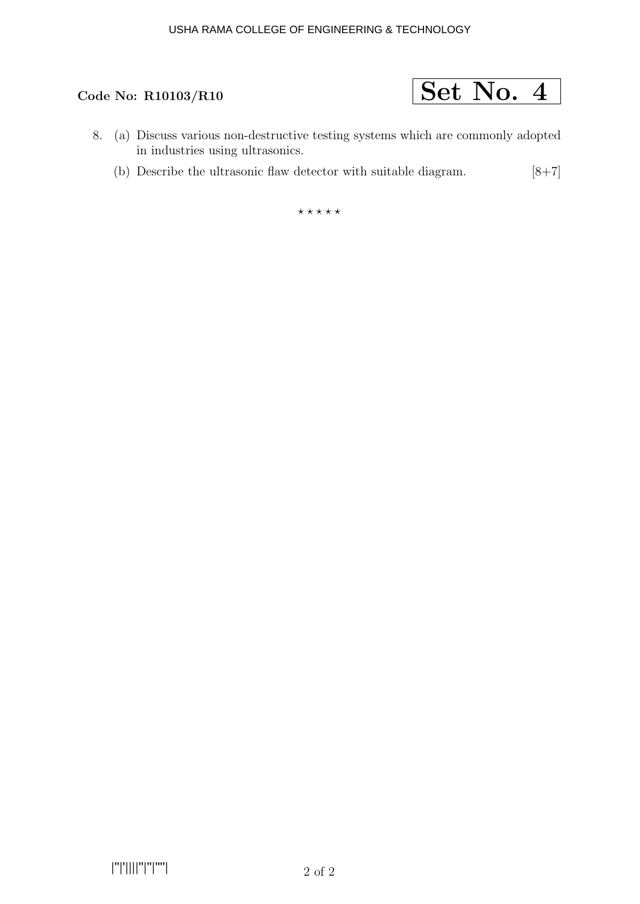**Code No: R10103/R10**

**Set No. 4**

8. (a) Discuss various non-destructive testing systems which are commonly adopted in industries using ultrasonics.

   (b) Describe the ultrasonic flaw detector with suitable diagram. [8+7]

⋆ ⋆ ⋆ ⋆ ⋆